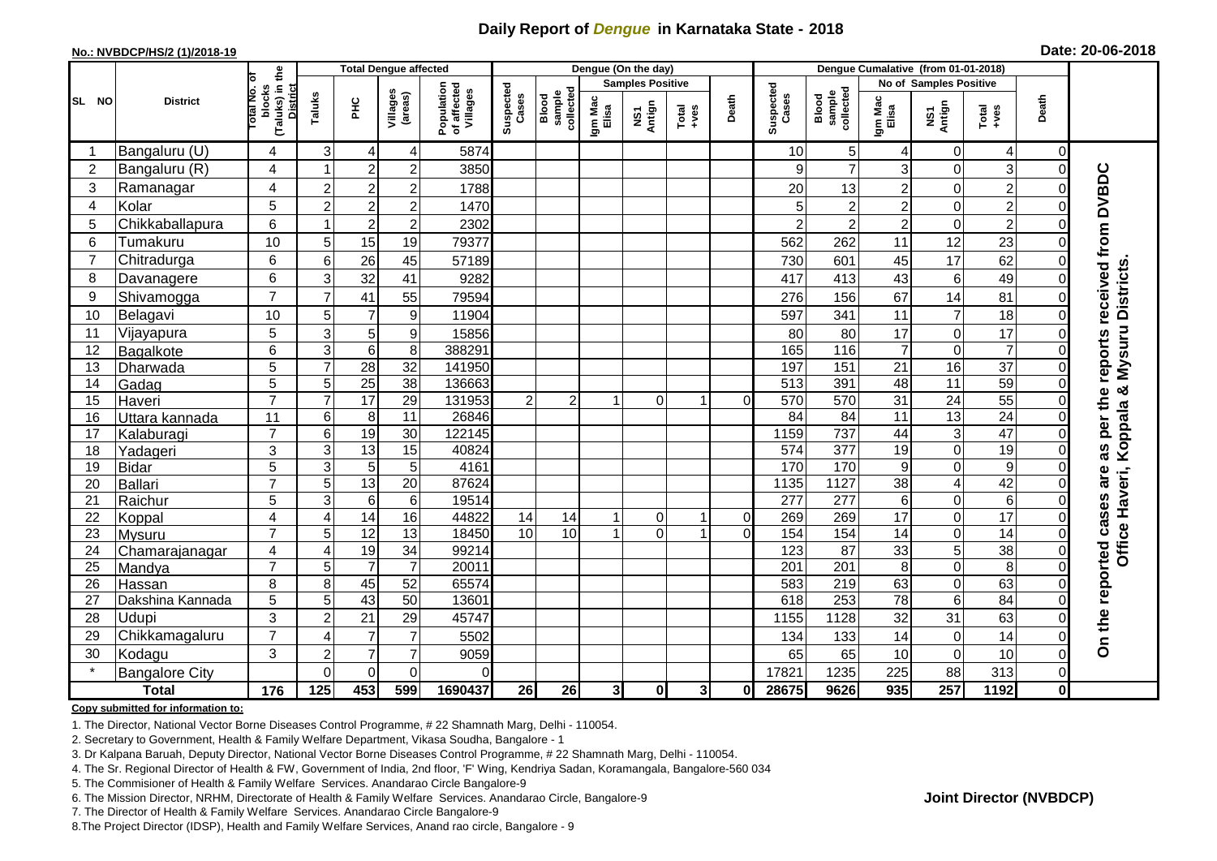# Daily Report of *Dengue* in Karnataka State - 2018

**No.: NVBDCP/HS/2 (1)/2018-19**

**Date: 20-06-2018**

| SL NO | District | Total No. of blocks (Taluks) in the District | Total Dengue affected | | | | Dengue (On the day) | | | | | | | Dengue Cumalative (from 01-01-2018) | | | | | | | |
|---|---|---|---|---|---|---|---|---|---|---|---|---|---|---|---|---|---|---|---|---|
| | | | Taluks | PHC | Villages (areas) | Population of affected Villages | Suspected Cases | Blood sample collected | Samples Positive | | | Death | Suspected Cases | Blood sample collected | No of Samples Positive | | | Death | |
| | | | | | | | | | Igm Mac Elisa | NS1 Antign | Total +ves | | | | Igm Mac Elisa | NS1 Antign | Total +ves | | |
| 1 | Bangaluru (U) | 4 | 3 | 4 | 4 | 5874 | | | | | | | 10 | 5 | 4 | 0 | 4 | 0 | On the reported cases are as per the reports received from DVBDC Office Haveri, Koppala & Mysuru Districts. |
| 2 | Bangaluru (R) | 4 | 1 | 2 | 2 | 3850 | | | | | | | 9 | 7 | 3 | 0 | 3 | 0 | |
| 3 | Ramanagar | 4 | 2 | 2 | 2 | 1788 | | | | | | | 20 | 13 | 2 | 0 | 2 | 0 | |
| 4 | Kolar | 5 | 2 | 2 | 2 | 1470 | | | | | | | 5 | 2 | 2 | 0 | 2 | 0 | |
| 5 | Chikkaballapura | 6 | 1 | 2 | 2 | 2302 | | | | | | | 2 | 2 | 2 | 0 | 2 | 0 | |
| 6 | Tumakuru | 10 | 5 | 15 | 19 | 79377 | | | | | | | 562 | 262 | 11 | 12 | 23 | 0 | |
| 7 | Chitradurga | 6 | 6 | 26 | 45 | 57189 | | | | | | | 730 | 601 | 45 | 17 | 62 | 0 | |
| 8 | Davanagere | 6 | 3 | 32 | 41 | 9282 | | | | | | | 417 | 413 | 43 | 6 | 49 | 0 | |
| 9 | Shivamogga | 7 | 7 | 41 | 55 | 79594 | | | | | | | 276 | 156 | 67 | 14 | 81 | 0 | |
| 10 | Belagavi | 10 | 5 | 7 | 9 | 11904 | | | | | | | 597 | 341 | 11 | 7 | 18 | 0 | |
| 11 | Vijayapura | 5 | 3 | 5 | 9 | 15856 | | | | | | | 80 | 80 | 17 | 0 | 17 | 0 | |
| 12 | Bagalkote | 6 | 3 | 6 | 8 | 388291 | | | | | | | 165 | 116 | 7 | 0 | 7 | 0 | |
| 13 | Dharwada | 5 | 7 | 28 | 32 | 141950 | | | | | | | 197 | 151 | 21 | 16 | 37 | 0 | |
| 14 | Gadag | 5 | 5 | 25 | 38 | 136663 | | | | | | | 513 | 391 | 48 | 11 | 59 | 0 | |
| 15 | Haveri | 7 | 7 | 17 | 29 | 131953 | 2 | 2 | 1 | 0 | 1 | 0 | 570 | 570 | 31 | 24 | 55 | 0 | |
| 16 | Uttara kannada | 11 | 6 | 8 | 11 | 26846 | | | | | | | 84 | 84 | 11 | 13 | 24 | 0 | |
| 17 | Kalaburagi | 7 | 6 | 19 | 30 | 122145 | | | | | | | 1159 | 737 | 44 | 3 | 47 | 0 | |
| 18 | Yadageri | 3 | 3 | 13 | 15 | 40824 | | | | | | | 574 | 377 | 19 | 0 | 19 | 0 | |
| 19 | Bidar | 5 | 3 | 5 | 5 | 4161 | | | | | | | 170 | 170 | 9 | 0 | 9 | 0 | |
| 20 | Ballari | 7 | 5 | 13 | 20 | 87624 | | | | | | | 1135 | 1127 | 38 | 4 | 42 | 0 | |
| 21 | Raichur | 5 | 3 | 6 | 6 | 19514 | | | | | | | 277 | 277 | 6 | 0 | 6 | 0 | |
| 22 | Koppal | 4 | 4 | 14 | 16 | 44822 | 14 | 14 | 1 | 0 | 1 | 0 | 269 | 269 | 17 | 0 | 17 | 0 | |
| 23 | Mysuru | 7 | 5 | 12 | 13 | 18450 | 10 | 10 | 1 | 0 | 1 | 0 | 154 | 154 | 14 | 0 | 14 | 0 | |
| 24 | Chamarajanagar | 4 | 4 | 19 | 34 | 99214 | | | | | | | 123 | 87 | 33 | 5 | 38 | 0 | |
| 25 | Mandya | 7 | 5 | 7 | 7 | 20011 | | | | | | | 201 | 201 | 8 | 0 | 8 | 0 | |
| 26 | Hassan | 8 | 8 | 45 | 52 | 65574 | | | | | | | 583 | 219 | 63 | 0 | 63 | 0 | |
| 27 | Dakshina Kannada | 5 | 5 | 43 | 50 | 13601 | | | | | | | 618 | 253 | 78 | 6 | 84 | 0 | |
| 28 | Udupi | 3 | 2 | 21 | 29 | 45747 | | | | | | | 1155 | 1128 | 32 | 31 | 63 | 0 | |
| 29 | Chikkamagaluru | 7 | 4 | 7 | 7 | 5502 | | | | | | | 134 | 133 | 14 | 0 | 14 | 0 | |
| 30 | Kodagu | 3 | 2 | 7 | 7 | 9059 | | | | | | | 65 | 65 | 10 | 0 | 10 | 0 | |
| * | Bangalore City | | 0 | 0 | 0 | 0 | | | | | | | 17821 | 1235 | 225 | 88 | 313 | 0 | |
| **Total** | | **176** | **125** | **453** | **599** | **1690437** | **26** | **26** | **3** | **0** | **3** | **0** | **28675** | **9626** | **935** | **257** | **1192** | **0** | |

**Copy submitted for information to:**

1. The Director, National Vector Borne Diseases Control Programme, # 22 Shamnath Marg, Delhi - 110054.
2. Secretary to Government, Health & Family Welfare Department, Vikasa Soudha, Bangalore - 1
3. Dr Kalpana Baruah, Deputy Director, National Vector Borne Diseases Control Programme, # 22 Shamnath Marg, Delhi - 110054.
4. The Sr. Regional Director of Health & FW, Government of India, 2nd floor, 'F' Wing, Kendriya Sadan, Koramangala, Bangalore-560 034
5. The Commisioner of Health & Family Welfare Services. Anandarao Circle Bangalore-9
6. The Mission Director, NRHM, Directorate of Health & Family Welfare Services. Anandarao Circle, Bangalore-9
7. The Director of Health & Family Welfare Services. Anandarao Circle Bangalore-9
8. The Project Director (IDSP), Health and Family Welfare Services, Anand rao circle, Bangalore - 9

**Joint Director (NVBDCP)**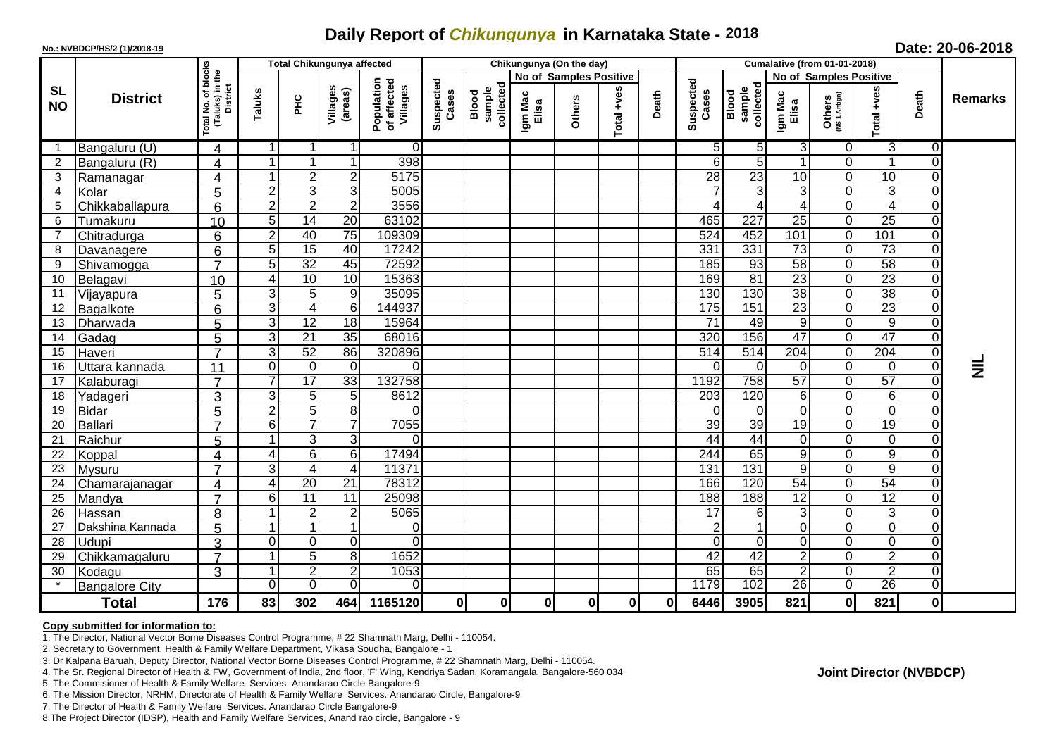# Daily Report of *Chikungunya* in Karnataka State - 2018

**No.: NVBDCP/HS/2 (1)/2018-19**

**Date: 20-06-2018**

| SL NO | District | Total No. of blocks (Taluks) in the District | Total Chikungunya affected | | | | Chikungunya (On the day) | | | | | | | Cumalative (from 01-01-2018) | | | | | | | Remarks |
|---|---|---|---|---|---|---|---|---|---|---|---|---|---|---|---|---|---|---|---|---|---|
| | | | Taluks | PHC | Villages (areas) | Population of affected Villages | Suspected Cases | Blood sample collected | No of Samples Positive | | | Death | Suspected Cases | Blood sample collected | No of Samples Positive | | | Death | |
| | | | | | | | | | Igm Mac Elisa | Others | Total +ves | | | | Igm Mac Elisa | Others (NS 1 Antign) | Total +ves | | |
| 1 | Bangaluru (U) | 4 | 1 | 1 | 1 | 0 | | | | | | | 5 | 5 | 3 | 0 | 3 | 0 | NIL |
| 2 | Bangaluru (R) | 4 | 1 | 1 | 1 | 398 | | | | | | | 6 | 5 | 1 | 0 | 1 | 0 | |
| 3 | Ramanagar | 4 | 1 | 2 | 2 | 5175 | | | | | | | 28 | 23 | 10 | 0 | 10 | 0 | |
| 4 | Kolar | 5 | 2 | 3 | 3 | 5005 | | | | | | | 7 | 3 | 3 | 0 | 3 | 0 | |
| 5 | Chikkaballapura | 6 | 2 | 2 | 2 | 3556 | | | | | | | 4 | 4 | 4 | 0 | 4 | 0 | |
| 6 | Tumakuru | 10 | 5 | 14 | 20 | 63102 | | | | | | | 465 | 227 | 25 | 0 | 25 | 0 | |
| 7 | Chitradurga | 6 | 2 | 40 | 75 | 109309 | | | | | | | 524 | 452 | 101 | 0 | 101 | 0 | |
| 8 | Davanagere | 6 | 5 | 15 | 40 | 17242 | | | | | | | 331 | 331 | 73 | 0 | 73 | 0 | |
| 9 | Shivamogga | 7 | 5 | 32 | 45 | 72592 | | | | | | | 185 | 93 | 58 | 0 | 58 | 0 | |
| 10 | Belagavi | 10 | 4 | 10 | 10 | 15363 | | | | | | | 169 | 81 | 23 | 0 | 23 | 0 | |
| 11 | Vijayapura | 5 | 3 | 5 | 9 | 35095 | | | | | | | 130 | 130 | 38 | 0 | 38 | 0 | |
| 12 | Bagalkote | 6 | 3 | 4 | 6 | 144937 | | | | | | | 175 | 151 | 23 | 0 | 23 | 0 | |
| 13 | Dharwada | 5 | 3 | 12 | 18 | 15964 | | | | | | | 71 | 49 | 9 | 0 | 9 | 0 | |
| 14 | Gadag | 5 | 3 | 21 | 35 | 68016 | | | | | | | 320 | 156 | 47 | 0 | 47 | 0 | |
| 15 | Haveri | 7 | 3 | 52 | 86 | 320896 | | | | | | | 514 | 514 | 204 | 0 | 204 | 0 | |
| 16 | Uttara kannada | 11 | 0 | 0 | 0 | 0 | | | | | | | 0 | 0 | 0 | 0 | 0 | 0 | |
| 17 | Kalaburagi | 7 | 7 | 17 | 33 | 132758 | | | | | | | 1192 | 758 | 57 | 0 | 57 | 0 | |
| 18 | Yadageri | 3 | 3 | 5 | 5 | 8612 | | | | | | | 203 | 120 | 6 | 0 | 6 | 0 | |
| 19 | Bidar | 5 | 2 | 5 | 8 | 0 | | | | | | | 0 | 0 | 0 | 0 | 0 | 0 | |
| 20 | Ballari | 7 | 6 | 7 | 7 | 7055 | | | | | | | 39 | 39 | 19 | 0 | 19 | 0 | |
| 21 | Raichur | 5 | 1 | 3 | 3 | 0 | | | | | | | 44 | 44 | 0 | 0 | 0 | 0 | |
| 22 | Koppal | 4 | 4 | 6 | 6 | 17494 | | | | | | | 244 | 65 | 9 | 0 | 9 | 0 | |
| 23 | Mysuru | 7 | 3 | 4 | 4 | 11371 | | | | | | | 131 | 131 | 9 | 0 | 9 | 0 | |
| 24 | Chamarajanagar | 4 | 4 | 20 | 21 | 78312 | | | | | | | 166 | 120 | 54 | 0 | 54 | 0 | |
| 25 | Mandya | 7 | 6 | 11 | 11 | 25098 | | | | | | | 188 | 188 | 12 | 0 | 12 | 0 | |
| 26 | Hassan | 8 | 1 | 2 | 2 | 5065 | | | | | | | 17 | 6 | 3 | 0 | 3 | 0 | |
| 27 | Dakshina Kannada | 5 | 1 | 1 | 1 | 0 | | | | | | | 2 | 1 | 0 | 0 | 0 | 0 | |
| 28 | Udupi | 3 | 0 | 0 | 0 | 0 | | | | | | | 0 | 0 | 0 | 0 | 0 | 0 | |
| 29 | Chikkamagaluru | 7 | 1 | 5 | 8 | 1652 | | | | | | | 42 | 42 | 2 | 0 | 2 | 0 | |
| 30 | Kodagu | 3 | 1 | 2 | 2 | 1053 | | | | | | | 65 | 65 | 2 | 0 | 2 | 0 | |
| * | Bangalore City | | 0 | 0 | 0 | 0 | | | | | | | 1179 | 102 | 26 | 0 | 26 | 0 | |
| | **Total** | **176** | **83** | **302** | **464** | **1165120** | **0** | **0** | **0** | **0** | **0** | **0** | **6446** | **3905** | **821** | **0** | **821** | **0** | |

**Copy submitted for information to:**

1. The Director, National Vector Borne Diseases Control Programme, # 22 Shamnath Marg, Delhi - 110054.
2. Secretary to Government, Health & Family Welfare Department, Vikasa Soudha, Bangalore - 1
3. Dr Kalpana Baruah, Deputy Director, National Vector Borne Diseases Control Programme, # 22 Shamnath Marg, Delhi - 110054.
4. The Sr. Regional Director of Health & FW, Government of India, 2nd floor, 'F' Wing, Kendriya Sadan, Koramangala, Bangalore-560 034
5. The Commisioner of Health & Family Welfare Services. Anandarao Circle Bangalore-9
6. The Mission Director, NRHM, Directorate of Health & Family Welfare Services. Anandarao Circle, Bangalore-9
7. The Director of Health & Family Welfare Services. Anandarao Circle Bangalore-9
8. The Project Director (IDSP), Health and Family Welfare Services, Anand rao circle, Bangalore - 9

**Joint Director (NVBDCP)**